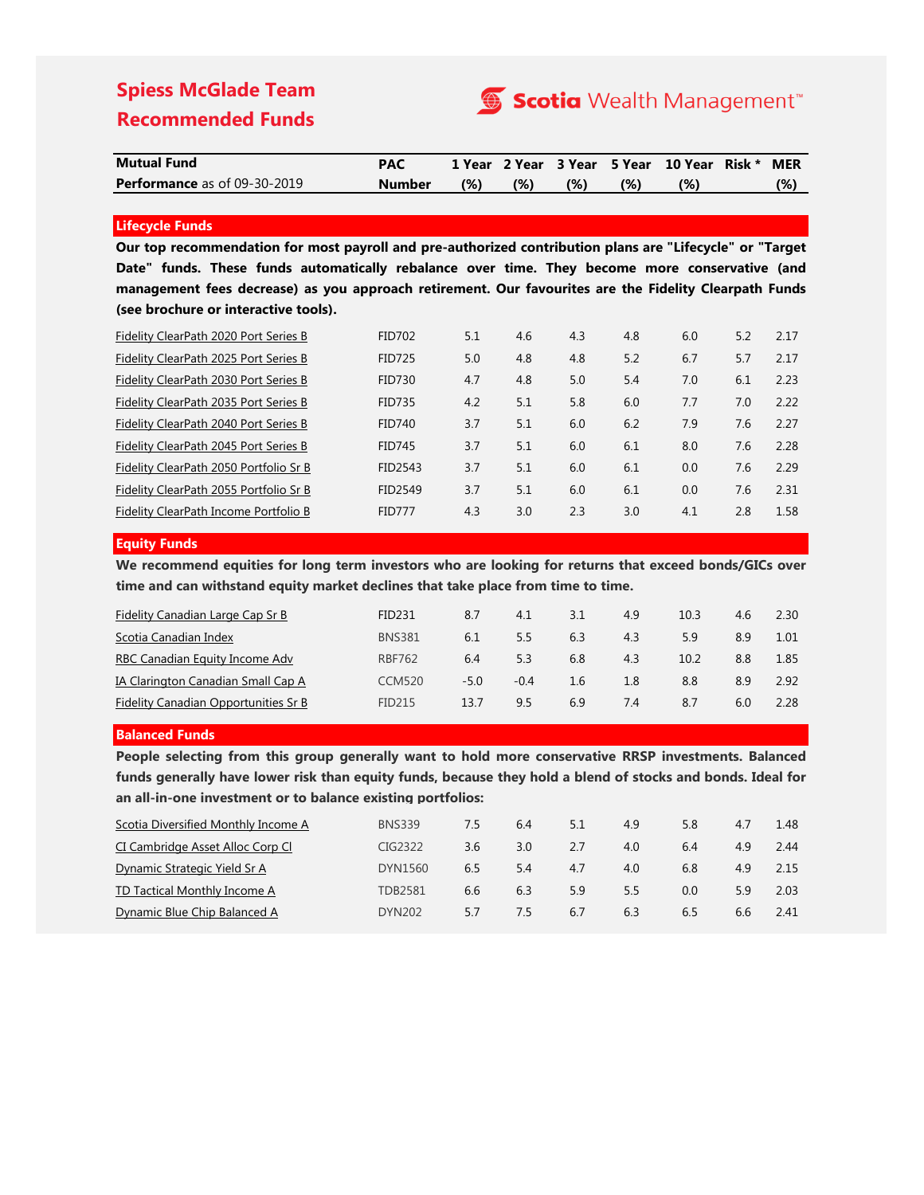# Spiess McGlade Team Recommended Funds

Scotia Wealth Management™

| Mutual Fund<br>**Performance** as of 09-30-2019 | PAC Number | 1 Year (%) | 2 Year (%) | 3 Year (%) | 5 Year (%) | 10 Year (%) | Risk * | MER (%) |
|---|---|---|---|---|---|---|---|---|
| **Lifecycle Funds** | | | | | | | | |
| Fidelity ClearPath 2020 Port Series B | FID702 | 5.1 | 4.6 | 4.3 | 4.8 | 6.0 | 5.2 | 2.17 |
| Fidelity ClearPath 2025 Port Series B | FID725 | 5.0 | 4.8 | 4.8 | 5.2 | 6.7 | 5.7 | 2.17 |
| Fidelity ClearPath 2030 Port Series B | FID730 | 4.7 | 4.8 | 5.0 | 5.4 | 7.0 | 6.1 | 2.23 |
| Fidelity ClearPath 2035 Port Series B | FID735 | 4.2 | 5.1 | 5.8 | 6.0 | 7.7 | 7.0 | 2.22 |
| Fidelity ClearPath 2040 Port Series B | FID740 | 3.7 | 5.1 | 6.0 | 6.2 | 7.9 | 7.6 | 2.27 |
| Fidelity ClearPath 2045 Port Series B | FID745 | 3.7 | 5.1 | 6.0 | 6.1 | 8.0 | 7.6 | 2.28 |
| Fidelity ClearPath 2050 Portfolio Sr B | FID2543 | 3.7 | 5.1 | 6.0 | 6.1 | 0.0 | 7.6 | 2.29 |
| Fidelity ClearPath 2055 Portfolio Sr B | FID2549 | 3.7 | 5.1 | 6.0 | 6.1 | 0.0 | 7.6 | 2.31 |
| Fidelity ClearPath Income Portfolio B | FID777 | 4.3 | 3.0 | 2.3 | 3.0 | 4.1 | 2.8 | 1.58 |
| **Equity Funds** | | | | | | | | |
| Fidelity Canadian Large Cap Sr B | FID231 | 8.7 | 4.1 | 3.1 | 4.9 | 10.3 | 4.6 | 2.30 |
| Scotia Canadian Index | BNS381 | 6.1 | 5.5 | 6.3 | 4.3 | 5.9 | 8.9 | 1.01 |
| RBC Canadian Equity Income Adv | RBF762 | 6.4 | 5.3 | 6.8 | 4.3 | 10.2 | 8.8 | 1.85 |
| IA Clarington Canadian Small Cap A | CCM520 | -5.0 | -0.4 | 1.6 | 1.8 | 8.8 | 8.9 | 2.92 |
| Fidelity Canadian Opportunities Sr B | FID215 | 13.7 | 9.5 | 6.9 | 7.4 | 8.7 | 6.0 | 2.28 |
| **Balanced Funds** | | | | | | | | |
| Scotia Diversified Monthly Income A | BNS339 | 7.5 | 6.4 | 5.1 | 4.9 | 5.8 | 4.7 | 1.48 |
| CI Cambridge Asset Alloc Corp Cl | CIG2322 | 3.6 | 3.0 | 2.7 | 4.0 | 6.4 | 4.9 | 2.44 |
| Dynamic Strategic Yield Sr A | DYN1560 | 6.5 | 5.4 | 4.7 | 4.0 | 6.8 | 4.9 | 2.15 |
| TD Tactical Monthly Income A | TDB2581 | 6.6 | 6.3 | 5.9 | 5.5 | 0.0 | 5.9 | 2.03 |
| Dynamic Blue Chip Balanced A | DYN202 | 5.7 | 7.5 | 6.7 | 6.3 | 6.5 | 6.6 | 2.41 |

## Lifecycle Funds

**Our top recommendation for most payroll and pre-authorized contribution plans are "Lifecycle" or "Target Date" funds. These funds automatically rebalance over time. They become more conservative (and management fees decrease) as you approach retirement. Our favourites are the Fidelity Clearpath Funds (see brochure or interactive tools).**

## Equity Funds

**We recommend equities for long term investors who are looking for returns that exceed bonds/GICs over time and can withstand equity market declines that take place from time to time.**

## Balanced Funds

**People selecting from this group generally want to hold more conservative RRSP investments. Balanced funds generally have lower risk than equity funds, because they hold a blend of stocks and bonds. Ideal for an all-in-one investment or to balance existing portfolios:**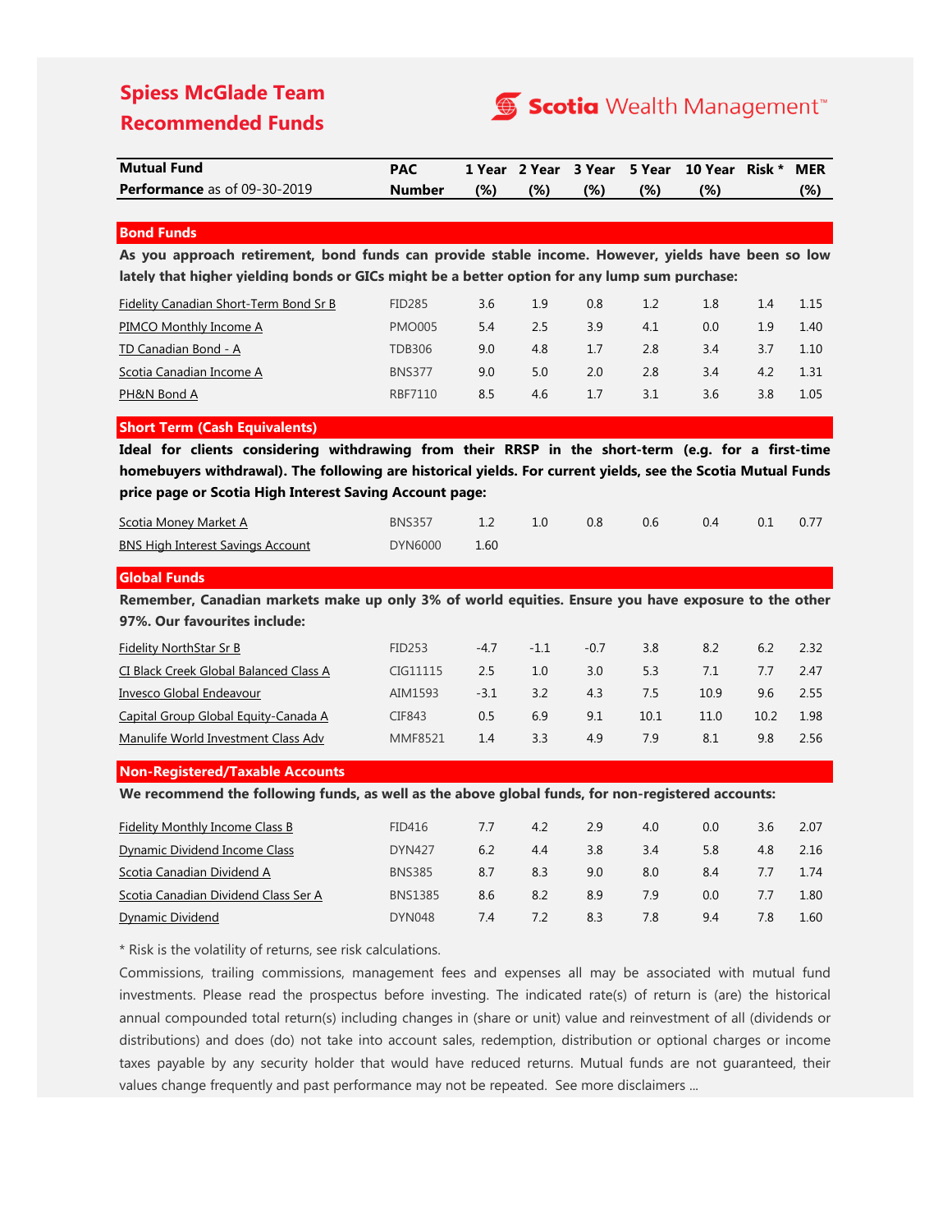# Spiess McGlade Team Recommended Funds

Scotia Wealth Management™

| Mutual Fund<br>**Performance** as of 09-30-2019 | PAC Number | 1 Year (%) | 2 Year (%) | 3 Year (%) | 5 Year (%) | 10 Year (%) | Risk * | MER (%) |
|---|---|---|---|---|---|---|---|---|
| **Bond Funds** | | | | | | | | |
| **As you approach retirement, bond funds can provide stable income. However, yields have been so low lately that higher yielding bonds or GICs might be a better option for any lump sum purchase:** | | | | | | | | |
| Fidelity Canadian Short-Term Bond Sr B | FID285 | 3.6 | 1.9 | 0.8 | 1.2 | 1.8 | 1.4 | 1.15 |
| PIMCO Monthly Income A | PMO005 | 5.4 | 2.5 | 3.9 | 4.1 | 0.0 | 1.9 | 1.40 |
| TD Canadian Bond - A | TDB306 | 9.0 | 4.8 | 1.7 | 2.8 | 3.4 | 3.7 | 1.10 |
| Scotia Canadian Income A | BNS377 | 9.0 | 5.0 | 2.0 | 2.8 | 3.4 | 4.2 | 1.31 |
| PH&N Bond A | RBF7110 | 8.5 | 4.6 | 1.7 | 3.1 | 3.6 | 3.8 | 1.05 |
| **Short Term (Cash Equivalents)** | | | | | | | | |
| **Ideal for clients considering withdrawing from their RRSP in the short-term (e.g. for a first-time homebuyers withdrawal). The following are historical yields. For current yields, see the Scotia Mutual Funds price page or Scotia High Interest Saving Account page:** | | | | | | | | |
| Scotia Money Market A | BNS357 | 1.2 | 1.0 | 0.8 | 0.6 | 0.4 | 0.1 | 0.77 |
| BNS High Interest Savings Account | DYN6000 | 1.60 | | | | | | |
| **Global Funds** | | | | | | | | |
| **Remember, Canadian markets make up only 3% of world equities. Ensure you have exposure to the other 97%. Our favourites include:** | | | | | | | | |
| Fidelity NorthStar Sr B | FID253 | -4.7 | -1.1 | -0.7 | 3.8 | 8.2 | 6.2 | 2.32 |
| CI Black Creek Global Balanced Class A | CIG11115 | 2.5 | 1.0 | 3.0 | 5.3 | 7.1 | 7.7 | 2.47 |
| Invesco Global Endeavour | AIM1593 | -3.1 | 3.2 | 4.3 | 7.5 | 10.9 | 9.6 | 2.55 |
| Capital Group Global Equity-Canada A | CIF843 | 0.5 | 6.9 | 9.1 | 10.1 | 11.0 | 10.2 | 1.98 |
| Manulife World Investment Class Adv | MMF8521 | 1.4 | 3.3 | 4.9 | 7.9 | 8.1 | 9.8 | 2.56 |
| **Non-Registered/Taxable Accounts** | | | | | | | | |
| **We recommend the following funds, as well as the above global funds, for non-registered accounts:** | | | | | | | | |
| Fidelity Monthly Income Class B | FID416 | 7.7 | 4.2 | 2.9 | 4.0 | 0.0 | 3.6 | 2.07 |
| Dynamic Dividend Income Class | DYN427 | 6.2 | 4.4 | 3.8 | 3.4 | 5.8 | 4.8 | 2.16 |
| Scotia Canadian Dividend A | BNS385 | 8.7 | 8.3 | 9.0 | 8.0 | 8.4 | 7.7 | 1.74 |
| Scotia Canadian Dividend Class Ser A | BNS1385 | 8.6 | 8.2 | 8.9 | 7.9 | 0.0 | 7.7 | 1.80 |
| Dynamic Dividend | DYN048 | 7.4 | 7.2 | 8.3 | 7.8 | 9.4 | 7.8 | 1.60 |

* Risk is the volatility of returns, see risk calculations.

Commissions, trailing commissions, management fees and expenses all may be associated with mutual fund investments. Please read the prospectus before investing. The indicated rate(s) of return is (are) the historical annual compounded total return(s) including changes in (share or unit) value and reinvestment of all (dividends or distributions) and does (do) not take into account sales, redemption, distribution or optional charges or income taxes payable by any security holder that would have reduced returns. Mutual funds are not guaranteed, their values change frequently and past performance may not be repeated. See more disclaimers ...